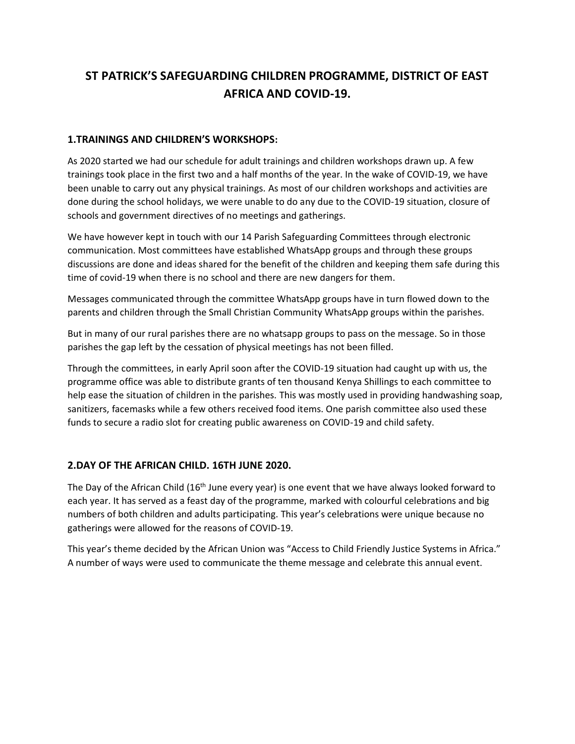# ST PATRICK'S SAFEGUARDING CHILDREN PROGRAMME, DISTRICT OF EAST AFRICA AND COVID-19.

## 1.TRAININGS AND CHILDREN'S WORKSHOPS:

As 2020 started we had our schedule for adult trainings and children workshops drawn up. A few trainings took place in the first two and a half months of the year. In the wake of COVID-19, we have been unable to carry out any physical trainings. As most of our children workshops and activities are done during the school holidays, we were unable to do any due to the COVID-19 situation, closure of schools and government directives of no meetings and gatherings.

We have however kept in touch with our 14 Parish Safeguarding Committees through electronic communication. Most committees have established WhatsApp groups and through these groups discussions are done and ideas shared for the benefit of the children and keeping them safe during this time of covid-19 when there is no school and there are new dangers for them.

Messages communicated through the committee WhatsApp groups have in turn flowed down to the parents and children through the Small Christian Community WhatsApp groups within the parishes.

But in many of our rural parishes there are no whatsapp groups to pass on the message. So in those parishes the gap left by the cessation of physical meetings has not been filled.

Through the committees, in early April soon after the COVID-19 situation had caught up with us, the programme office was able to distribute grants of ten thousand Kenya Shillings to each committee to help ease the situation of children in the parishes. This was mostly used in providing handwashing soap, sanitizers, facemasks while a few others received food items. One parish committee also used these funds to secure a radio slot for creating public awareness on COVID-19 and child safety.

## 2.DAY OF THE AFRICAN CHILD. 16TH JUNE 2020.

The Day of the African Child (16th June every year) is one event that we have always looked forward to each year. It has served as a feast day of the programme, marked with colourful celebrations and big numbers of both children and adults participating. This year's celebrations were unique because no gatherings were allowed for the reasons of COVID-19.

This year's theme decided by the African Union was "Access to Child Friendly Justice Systems in Africa." A number of ways were used to communicate the theme message and celebrate this annual event.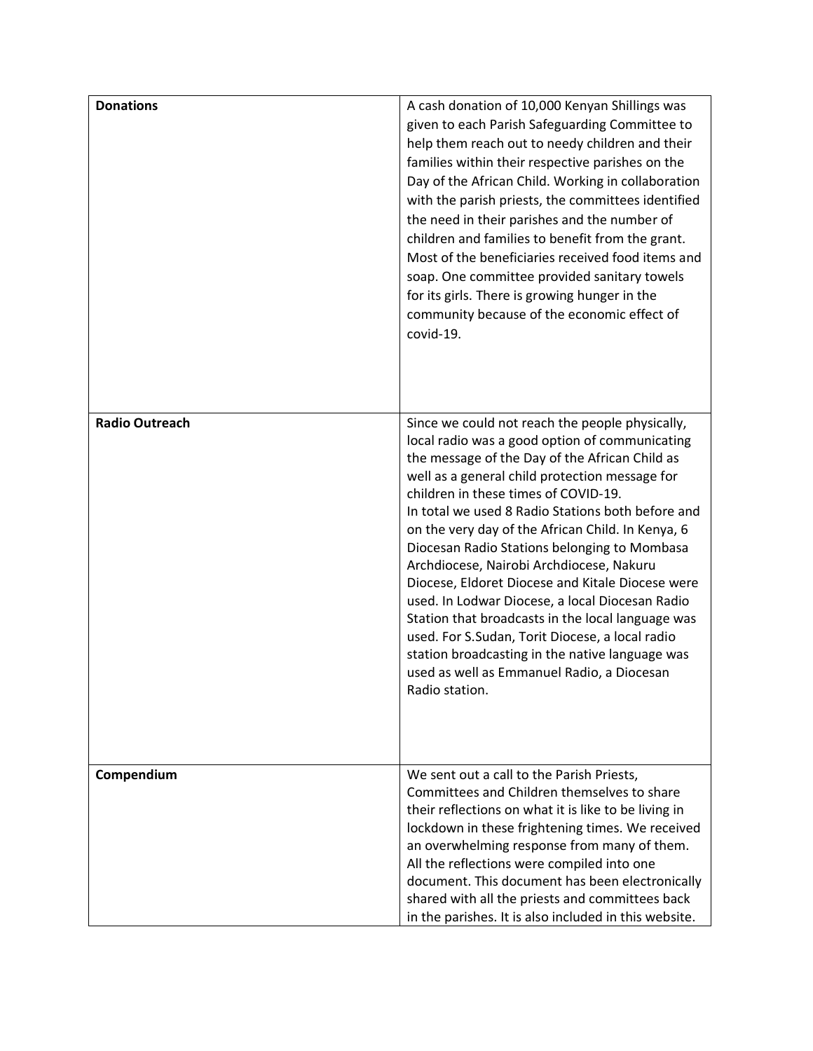| | |
|---|---|
| **Donations** | A cash donation of 10,000 Kenyan Shillings was given to each Parish Safeguarding Committee to help them reach out to needy children and their families within their respective parishes on the Day of the African Child. Working in collaboration with the parish priests, the committees identified the need in their parishes and the number of children and families to benefit from the grant. Most of the beneficiaries received food items and soap. One committee provided sanitary towels for its girls. There is growing hunger in the community because of the economic effect of covid-19. |
| **Radio Outreach** | Since we could not reach the people physically, local radio was a good option of communicating the message of the Day of the African Child as well as a general child protection message for children in these times of COVID-19.<br>In total we used 8 Radio Stations both before and on the very day of the African Child. In Kenya, 6 Diocesan Radio Stations belonging to Mombasa Archdiocese, Nairobi Archdiocese, Nakuru Diocese, Eldoret Diocese and Kitale Diocese were used. In Lodwar Diocese, a local Diocesan Radio Station that broadcasts in the local language was used. For S.Sudan, Torit Diocese, a local radio station broadcasting in the native language was used as well as Emmanuel Radio, a Diocesan Radio station. |
| **Compendium** | We sent out a call to the Parish Priests, Committees and Children themselves to share their reflections on what it is like to be living in lockdown in these frightening times. We received an overwhelming response from many of them. All the reflections were compiled into one document. This document has been electronically shared with all the priests and committees back in the parishes. It is also included in this website. |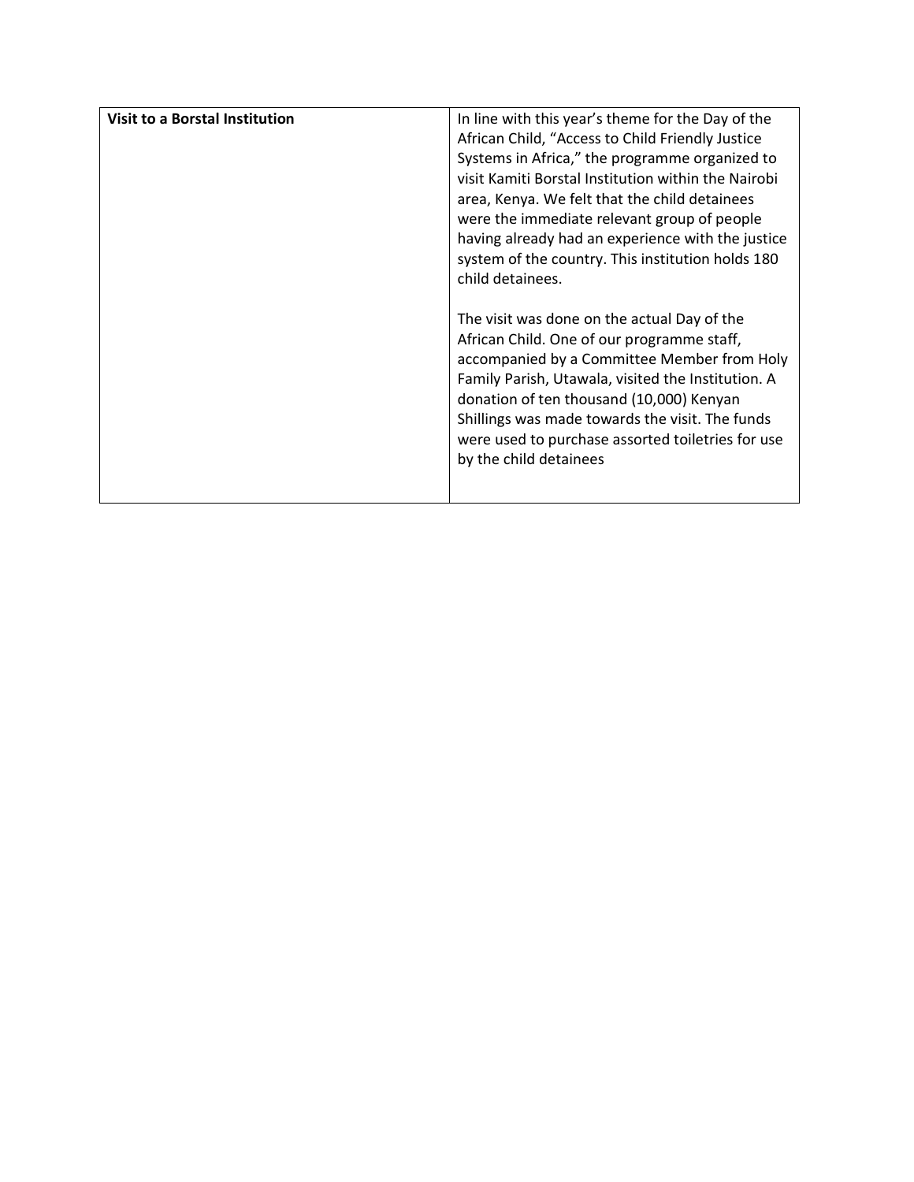| **Visit to a Borstal Institution** | In line with this year's theme for the Day of the African Child, "Access to Child Friendly Justice Systems in Africa," the programme organized to visit Kamiti Borstal Institution within the Nairobi area, Kenya. We felt that the child detainees were the immediate relevant group of people having already had an experience with the justice system of the country. This institution holds 180 child detainees.<br><br>The visit was done on the actual Day of the African Child. One of our programme staff, accompanied by a Committee Member from Holy Family Parish, Utawala, visited the Institution. A donation of ten thousand (10,000) Kenyan Shillings was made towards the visit. The funds were used to purchase assorted toiletries for use by the child detainees |
|---|---|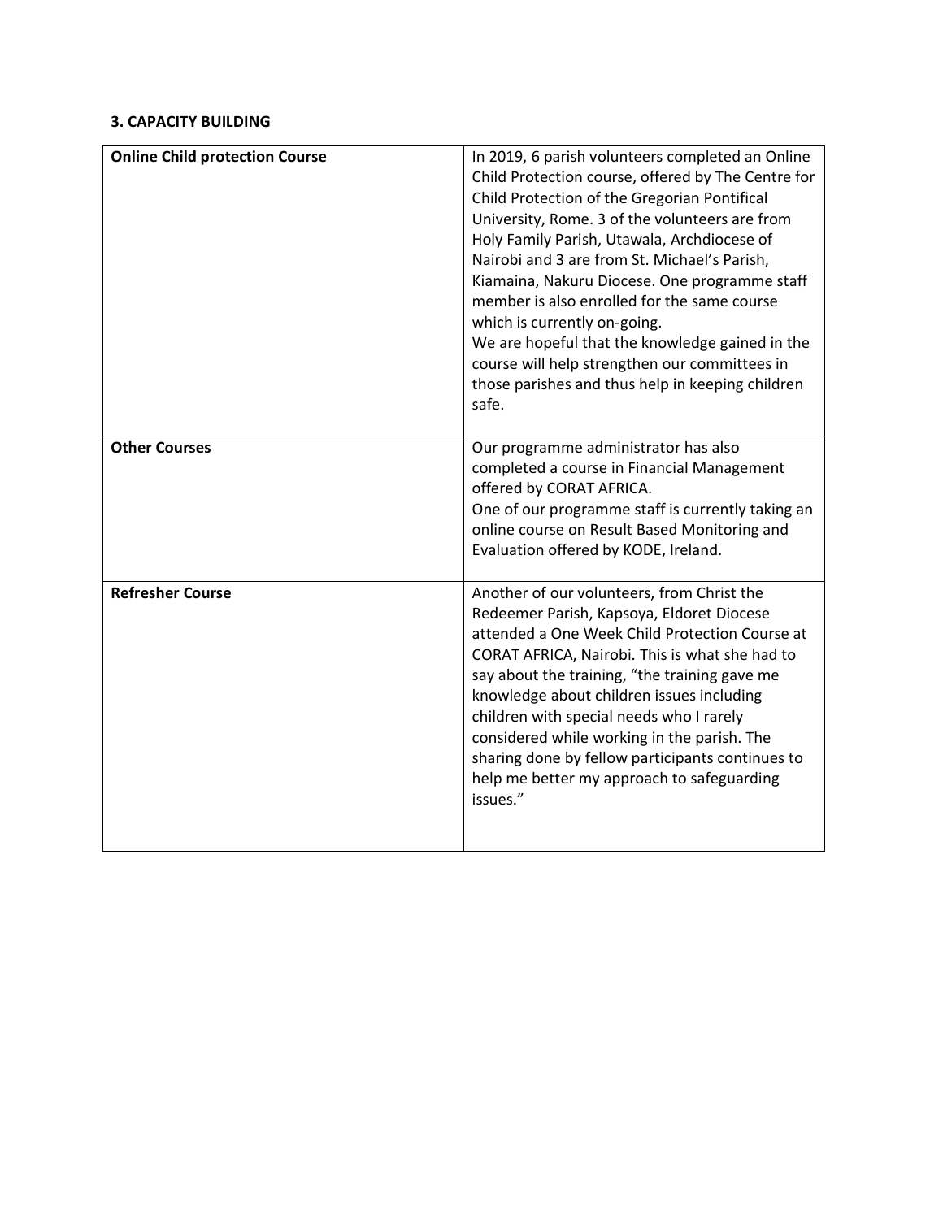### 3. CAPACITY BUILDING

| | |
|---|---|
| **Online Child protection Course** | In 2019, 6 parish volunteers completed an Online Child Protection course, offered by The Centre for Child Protection of the Gregorian Pontifical University, Rome. 3 of the volunteers are from Holy Family Parish, Utawala, Archdiocese of Nairobi and 3 are from St. Michael's Parish, Kiamaina, Nakuru Diocese. One programme staff member is also enrolled for the same course which is currently on-going.<br>We are hopeful that the knowledge gained in the course will help strengthen our committees in those parishes and thus help in keeping children safe. |
| **Other Courses** | Our programme administrator has also completed a course in Financial Management offered by CORAT AFRICA.<br>One of our programme staff is currently taking an online course on Result Based Monitoring and Evaluation offered by KODE, Ireland. |
| **Refresher Course** | Another of our volunteers, from Christ the Redeemer Parish, Kapsoya, Eldoret Diocese attended a One Week Child Protection Course at CORAT AFRICA, Nairobi. This is what she had to say about the training, "the training gave me knowledge about children issues including children with special needs who I rarely considered while working in the parish. The sharing done by fellow participants continues to help me better my approach to safeguarding issues." |